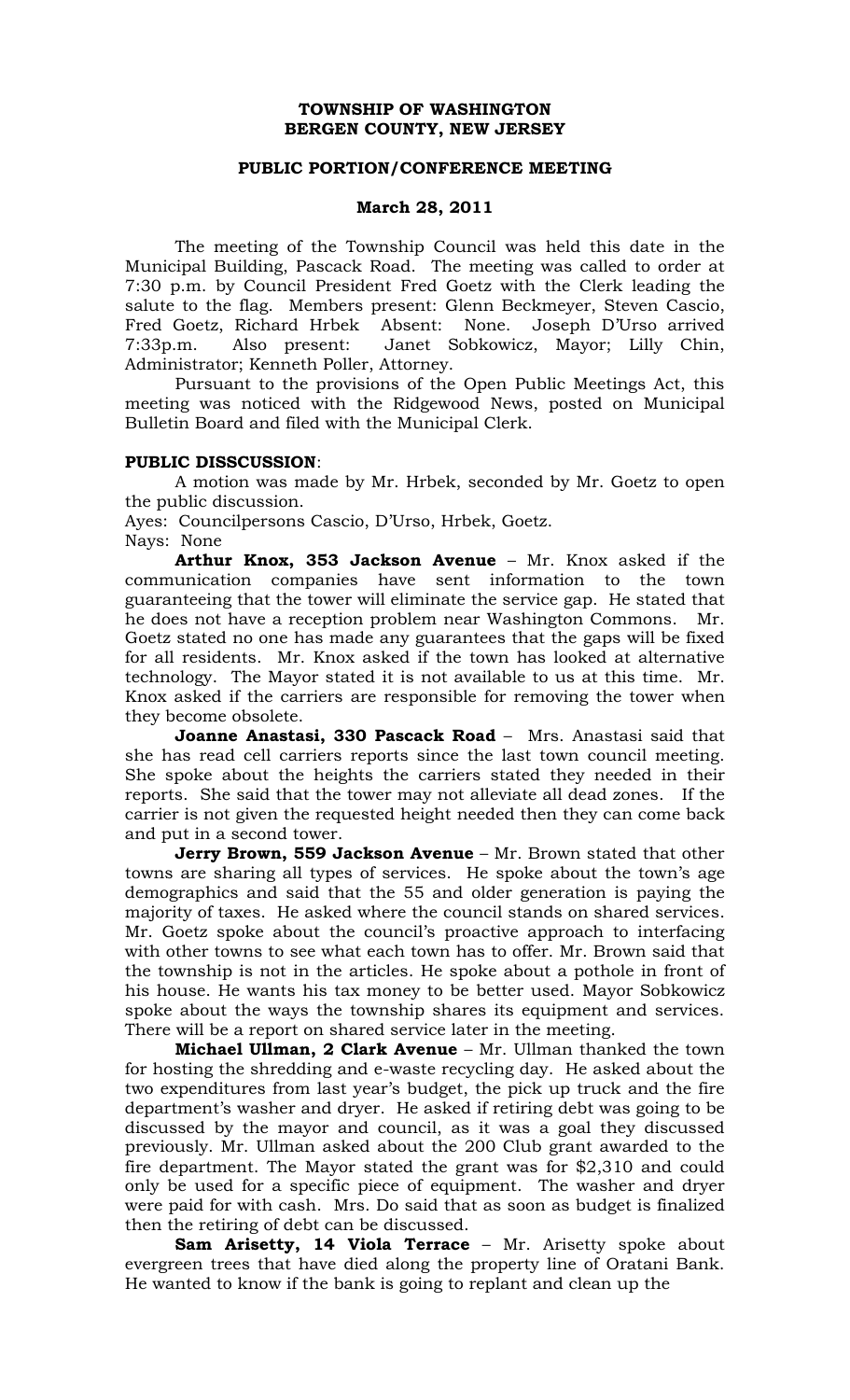# TOWNSHIP OF WASHINGTON
# BERGEN COUNTY, NEW JERSEY

## PUBLIC PORTION/CONFERENCE MEETING

## March 28, 2011

The meeting of the Township Council was held this date in the Municipal Building, Pascack Road. The meeting was called to order at 7:30 p.m. by Council President Fred Goetz with the Clerk leading the salute to the flag. Members present: Glenn Beckmeyer, Steven Cascio, Fred Goetz, Richard Hrbek Absent: None. Joseph D'Urso arrived 7:33p.m. Also present: Janet Sobkowicz, Mayor; Lilly Chin, Administrator; Kenneth Poller, Attorney.

Pursuant to the provisions of the Open Public Meetings Act, this meeting was noticed with the Ridgewood News, posted on Municipal Bulletin Board and filed with the Municipal Clerk.

**PUBLIC DISSCUSSION**:

A motion was made by Mr. Hrbek, seconded by Mr. Goetz to open the public discussion.

Ayes: Councilpersons Cascio, D'Urso, Hrbek, Goetz.
Nays: None

**Arthur Knox, 353 Jackson Avenue** – Mr. Knox asked if the communication companies have sent information to the town guaranteeing that the tower will eliminate the service gap. He stated that he does not have a reception problem near Washington Commons. Mr. Goetz stated no one has made any guarantees that the gaps will be fixed for all residents. Mr. Knox asked if the town has looked at alternative technology. The Mayor stated it is not available to us at this time. Mr. Knox asked if the carriers are responsible for removing the tower when they become obsolete.

**Joanne Anastasi, 330 Pascack Road** – Mrs. Anastasi said that she has read cell carriers reports since the last town council meeting. She spoke about the heights the carriers stated they needed in their reports. She said that the tower may not alleviate all dead zones. If the carrier is not given the requested height needed then they can come back and put in a second tower.

**Jerry Brown, 559 Jackson Avenue** – Mr. Brown stated that other towns are sharing all types of services. He spoke about the town's age demographics and said that the 55 and older generation is paying the majority of taxes. He asked where the council stands on shared services. Mr. Goetz spoke about the council's proactive approach to interfacing with other towns to see what each town has to offer. Mr. Brown said that the township is not in the articles. He spoke about a pothole in front of his house. He wants his tax money to be better used. Mayor Sobkowicz spoke about the ways the township shares its equipment and services. There will be a report on shared service later in the meeting.

**Michael Ullman, 2 Clark Avenue** – Mr. Ullman thanked the town for hosting the shredding and e-waste recycling day. He asked about the two expenditures from last year's budget, the pick up truck and the fire department's washer and dryer. He asked if retiring debt was going to be discussed by the mayor and council, as it was a goal they discussed previously. Mr. Ullman asked about the 200 Club grant awarded to the fire department. The Mayor stated the grant was for $2,310 and could only be used for a specific piece of equipment. The washer and dryer were paid for with cash. Mrs. Do said that as soon as budget is finalized then the retiring of debt can be discussed.

**Sam Arisetty, 14 Viola Terrace** – Mr. Arisetty spoke about evergreen trees that have died along the property line of Oratani Bank. He wanted to know if the bank is going to replant and clean up the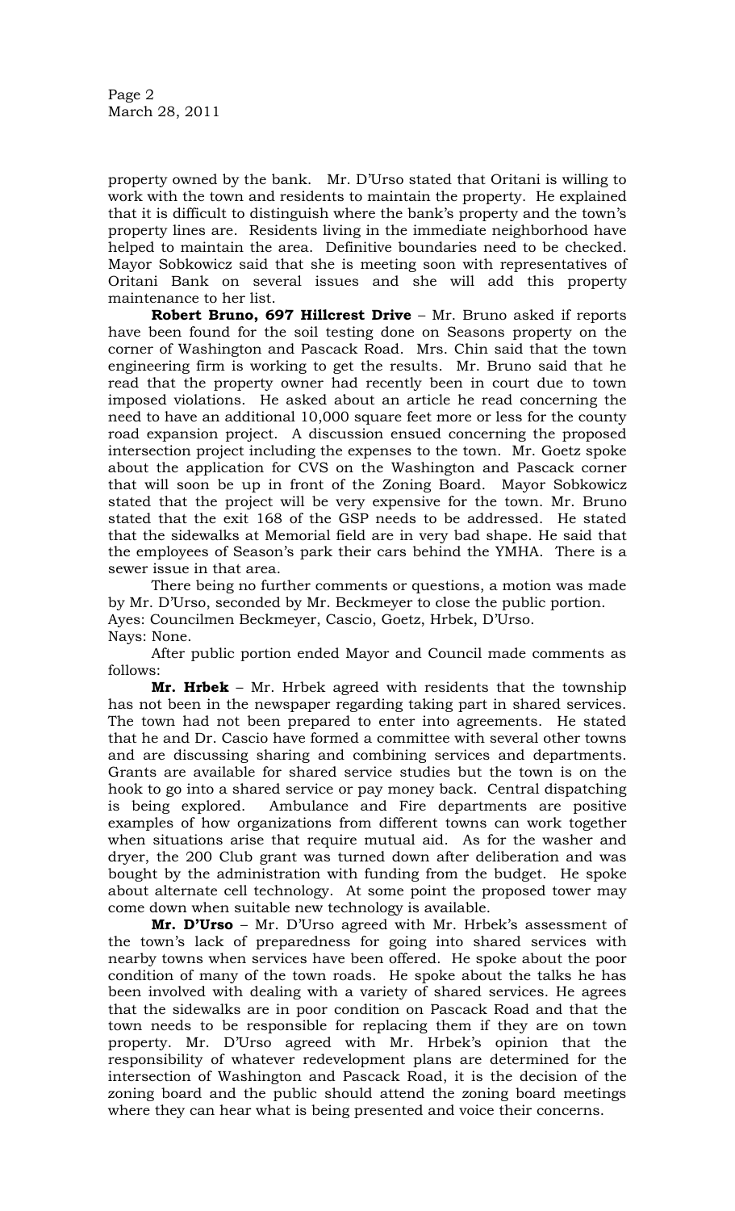property owned by the bank. Mr. D'Urso stated that Oritani is willing to work with the town and residents to maintain the property. He explained that it is difficult to distinguish where the bank's property and the town's property lines are. Residents living in the immediate neighborhood have helped to maintain the area. Definitive boundaries need to be checked. Mayor Sobkowicz said that she is meeting soon with representatives of Oritani Bank on several issues and she will add this property maintenance to her list.

**Robert Bruno, 697 Hillcrest Drive** – Mr. Bruno asked if reports have been found for the soil testing done on Seasons property on the corner of Washington and Pascack Road. Mrs. Chin said that the town engineering firm is working to get the results. Mr. Bruno said that he read that the property owner had recently been in court due to town imposed violations. He asked about an article he read concerning the need to have an additional 10,000 square feet more or less for the county road expansion project. A discussion ensued concerning the proposed intersection project including the expenses to the town. Mr. Goetz spoke about the application for CVS on the Washington and Pascack corner that will soon be up in front of the Zoning Board. Mayor Sobkowicz stated that the project will be very expensive for the town. Mr. Bruno stated that the exit 168 of the GSP needs to be addressed. He stated that the sidewalks at Memorial field are in very bad shape. He said that the employees of Season's park their cars behind the YMHA. There is a sewer issue in that area.

There being no further comments or questions, a motion was made by Mr. D'Urso, seconded by Mr. Beckmeyer to close the public portion.
Ayes: Councilmen Beckmeyer, Cascio, Goetz, Hrbek, D'Urso.
Nays: None.

After public portion ended Mayor and Council made comments as follows:

**Mr. Hrbek** – Mr. Hrbek agreed with residents that the township has not been in the newspaper regarding taking part in shared services. The town had not been prepared to enter into agreements. He stated that he and Dr. Cascio have formed a committee with several other towns and are discussing sharing and combining services and departments. Grants are available for shared service studies but the town is on the hook to go into a shared service or pay money back. Central dispatching is being explored. Ambulance and Fire departments are positive examples of how organizations from different towns can work together when situations arise that require mutual aid. As for the washer and dryer, the 200 Club grant was turned down after deliberation and was bought by the administration with funding from the budget. He spoke about alternate cell technology. At some point the proposed tower may come down when suitable new technology is available.

**Mr. D'Urso** – Mr. D'Urso agreed with Mr. Hrbek's assessment of the town's lack of preparedness for going into shared services with nearby towns when services have been offered. He spoke about the poor condition of many of the town roads. He spoke about the talks he has been involved with dealing with a variety of shared services. He agrees that the sidewalks are in poor condition on Pascack Road and that the town needs to be responsible for replacing them if they are on town property. Mr. D'Urso agreed with Mr. Hrbek's opinion that the responsibility of whatever redevelopment plans are determined for the intersection of Washington and Pascack Road, it is the decision of the zoning board and the public should attend the zoning board meetings where they can hear what is being presented and voice their concerns.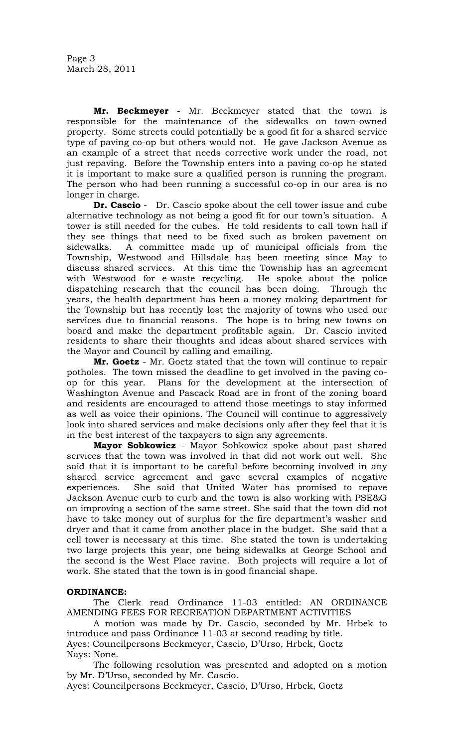**Mr. Beckmeyer** - Mr. Beckmeyer stated that the town is responsible for the maintenance of the sidewalks on town-owned property. Some streets could potentially be a good fit for a shared service type of paving co-op but others would not. He gave Jackson Avenue as an example of a street that needs corrective work under the road, not just repaving. Before the Township enters into a paving co-op he stated it is important to make sure a qualified person is running the program. The person who had been running a successful co-op in our area is no longer in charge.

**Dr. Cascio** - Dr. Cascio spoke about the cell tower issue and cube alternative technology as not being a good fit for our town's situation. A tower is still needed for the cubes. He told residents to call town hall if they see things that need to be fixed such as broken pavement on sidewalks. A committee made up of municipal officials from the Township, Westwood and Hillsdale has been meeting since May to discuss shared services. At this time the Township has an agreement with Westwood for e-waste recycling. He spoke about the police dispatching research that the council has been doing. Through the years, the health department has been a money making department for the Township but has recently lost the majority of towns who used our services due to financial reasons. The hope is to bring new towns on board and make the department profitable again. Dr. Cascio invited residents to share their thoughts and ideas about shared services with the Mayor and Council by calling and emailing.

**Mr. Goetz** - Mr. Goetz stated that the town will continue to repair potholes. The town missed the deadline to get involved in the paving co-op for this year. Plans for the development at the intersection of Washington Avenue and Pascack Road are in front of the zoning board and residents are encouraged to attend those meetings to stay informed as well as voice their opinions. The Council will continue to aggressively look into shared services and make decisions only after they feel that it is in the best interest of the taxpayers to sign any agreements.

**Mayor Sobkowicz** - Mayor Sobkowicz spoke about past shared services that the town was involved in that did not work out well. She said that it is important to be careful before becoming involved in any shared service agreement and gave several examples of negative experiences. She said that United Water has promised to repave Jackson Avenue curb to curb and the town is also working with PSE&G on improving a section of the same street. She said that the town did not have to take money out of surplus for the fire department's washer and dryer and that it came from another place in the budget. She said that a cell tower is necessary at this time. She stated the town is undertaking two large projects this year, one being sidewalks at George School and the second is the West Place ravine. Both projects will require a lot of work. She stated that the town is in good financial shape.

**ORDINANCE:**

The Clerk read Ordinance 11-03 entitled: AN ORDINANCE AMENDING FEES FOR RECREATION DEPARTMENT ACTIVITIES

A motion was made by Dr. Cascio, seconded by Mr. Hrbek to introduce and pass Ordinance 11-03 at second reading by title.
Ayes: Councilpersons Beckmeyer, Cascio, D'Urso, Hrbek, Goetz
Nays: None.

The following resolution was presented and adopted on a motion by Mr. D'Urso, seconded by Mr. Cascio.
Ayes: Councilpersons Beckmeyer, Cascio, D'Urso, Hrbek, Goetz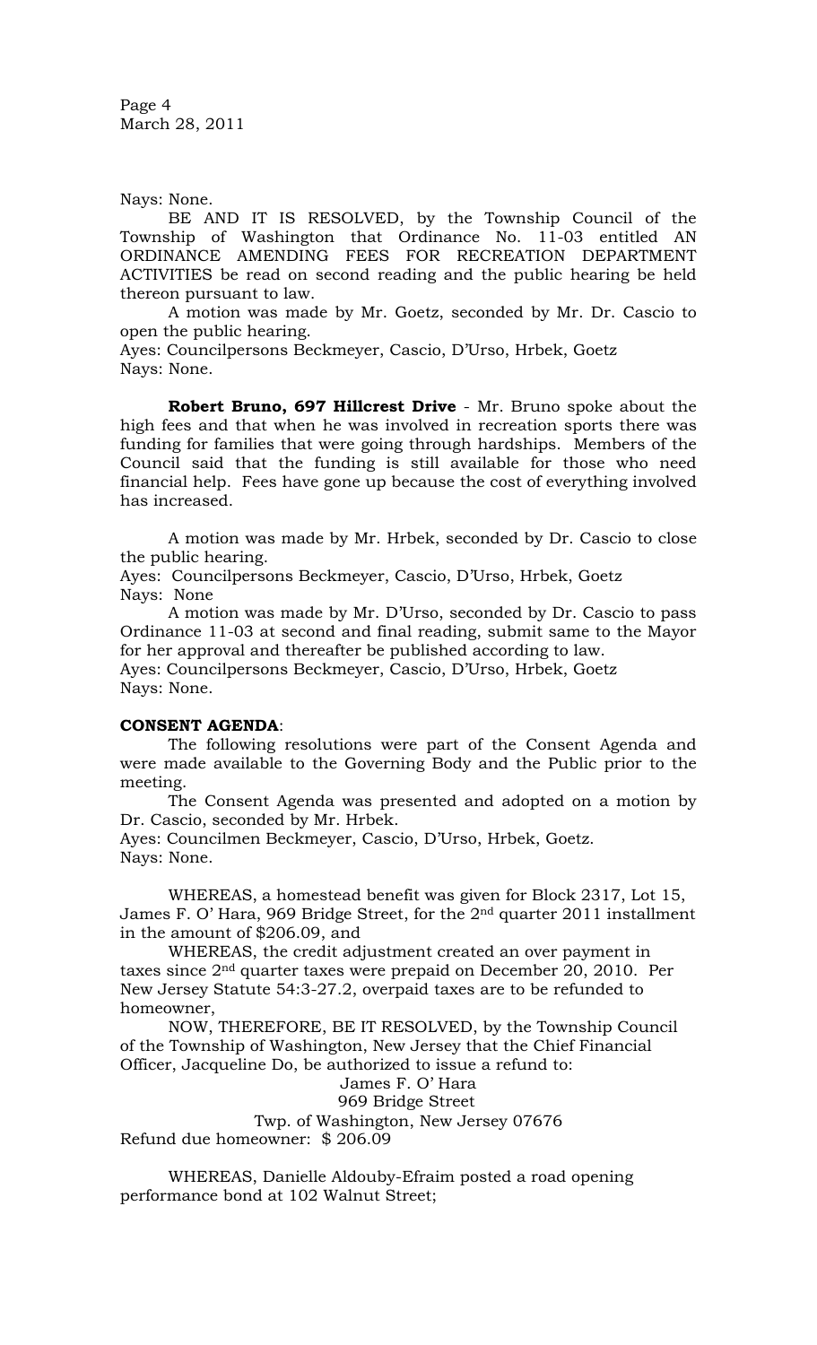Nays: None.

BE AND IT IS RESOLVED, by the Township Council of the Township of Washington that Ordinance No. 11-03 entitled AN ORDINANCE AMENDING FEES FOR RECREATION DEPARTMENT ACTIVITIES be read on second reading and the public hearing be held thereon pursuant to law.

A motion was made by Mr. Goetz, seconded by Mr. Dr. Cascio to open the public hearing.

Ayes: Councilpersons Beckmeyer, Cascio, D'Urso, Hrbek, Goetz
Nays: None.

**Robert Bruno, 697 Hillcrest Drive** - Mr. Bruno spoke about the high fees and that when he was involved in recreation sports there was funding for families that were going through hardships. Members of the Council said that the funding is still available for those who need financial help. Fees have gone up because the cost of everything involved has increased.

A motion was made by Mr. Hrbek, seconded by Dr. Cascio to close the public hearing.

Ayes: Councilpersons Beckmeyer, Cascio, D'Urso, Hrbek, Goetz
Nays: None

A motion was made by Mr. D'Urso, seconded by Dr. Cascio to pass Ordinance 11-03 at second and final reading, submit same to the Mayor for her approval and thereafter be published according to law.

Ayes: Councilpersons Beckmeyer, Cascio, D'Urso, Hrbek, Goetz
Nays: None.

**CONSENT AGENDA**:

The following resolutions were part of the Consent Agenda and were made available to the Governing Body and the Public prior to the meeting.

The Consent Agenda was presented and adopted on a motion by Dr. Cascio, seconded by Mr. Hrbek.

Ayes: Councilmen Beckmeyer, Cascio, D'Urso, Hrbek, Goetz.
Nays: None.

WHEREAS, a homestead benefit was given for Block 2317, Lot 15, James F. O' Hara, 969 Bridge Street, for the 2nd quarter 2011 installment in the amount of $206.09, and

WHEREAS, the credit adjustment created an over payment in taxes since 2nd quarter taxes were prepaid on December 20, 2010. Per New Jersey Statute 54:3-27.2, overpaid taxes are to be refunded to homeowner,

NOW, THEREFORE, BE IT RESOLVED, by the Township Council of the Township of Washington, New Jersey that the Chief Financial Officer, Jacqueline Do, be authorized to issue a refund to:

James F. O' Hara
969 Bridge Street
Twp. of Washington, New Jersey 07676

Refund due homeowner: $ 206.09

WHEREAS, Danielle Aldouby-Efraim posted a road opening performance bond at 102 Walnut Street;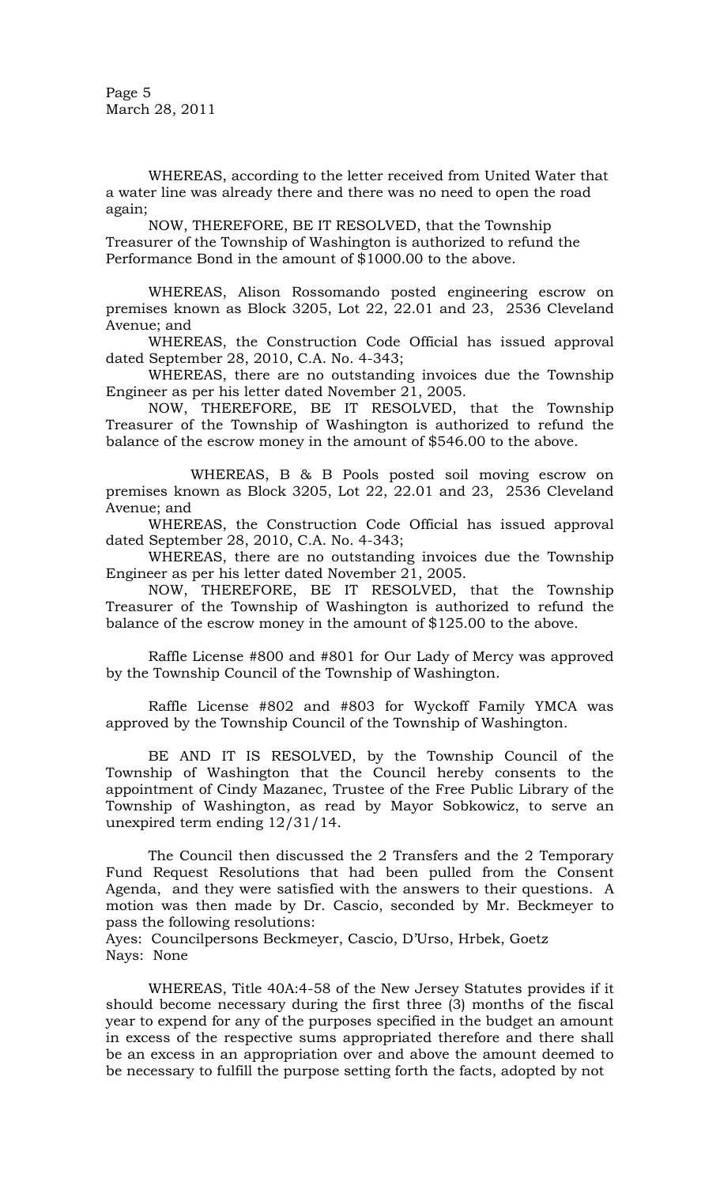WHEREAS, according to the letter received from United Water that a water line was already there and there was no need to open the road again;

NOW, THEREFORE, BE IT RESOLVED, that the Township Treasurer of the Township of Washington is authorized to refund the Performance Bond in the amount of $1000.00 to the above.

WHEREAS, Alison Rossomando posted engineering escrow on premises known as Block 3205, Lot 22, 22.01 and 23, 2536 Cleveland Avenue; and

WHEREAS, the Construction Code Official has issued approval dated September 28, 2010, C.A. No. 4-343;

WHEREAS, there are no outstanding invoices due the Township Engineer as per his letter dated November 21, 2005.

NOW, THEREFORE, BE IT RESOLVED, that the Township Treasurer of the Township of Washington is authorized to refund the balance of the escrow money in the amount of $546.00 to the above.

WHEREAS, B & B Pools posted soil moving escrow on premises known as Block 3205, Lot 22, 22.01 and 23, 2536 Cleveland Avenue; and

WHEREAS, the Construction Code Official has issued approval dated September 28, 2010, C.A. No. 4-343;

WHEREAS, there are no outstanding invoices due the Township Engineer as per his letter dated November 21, 2005.

NOW, THEREFORE, BE IT RESOLVED, that the Township Treasurer of the Township of Washington is authorized to refund the balance of the escrow money in the amount of $125.00 to the above.

Raffle License #800 and #801 for Our Lady of Mercy was approved by the Township Council of the Township of Washington.

Raffle License #802 and #803 for Wyckoff Family YMCA was approved by the Township Council of the Township of Washington.

BE AND IT IS RESOLVED, by the Township Council of the Township of Washington that the Council hereby consents to the appointment of Cindy Mazanec, Trustee of the Free Public Library of the Township of Washington, as read by Mayor Sobkowicz, to serve an unexpired term ending 12/31/14.

The Council then discussed the 2 Transfers and the 2 Temporary Fund Request Resolutions that had been pulled from the Consent Agenda, and they were satisfied with the answers to their questions. A motion was then made by Dr. Cascio, seconded by Mr. Beckmeyer to pass the following resolutions:

Ayes: Councilpersons Beckmeyer, Cascio, D'Urso, Hrbek, Goetz
Nays: None

WHEREAS, Title 40A:4-58 of the New Jersey Statutes provides if it should become necessary during the first three (3) months of the fiscal year to expend for any of the purposes specified in the budget an amount in excess of the respective sums appropriated therefore and there shall be an excess in an appropriation over and above the amount deemed to be necessary to fulfill the purpose setting forth the facts, adopted by not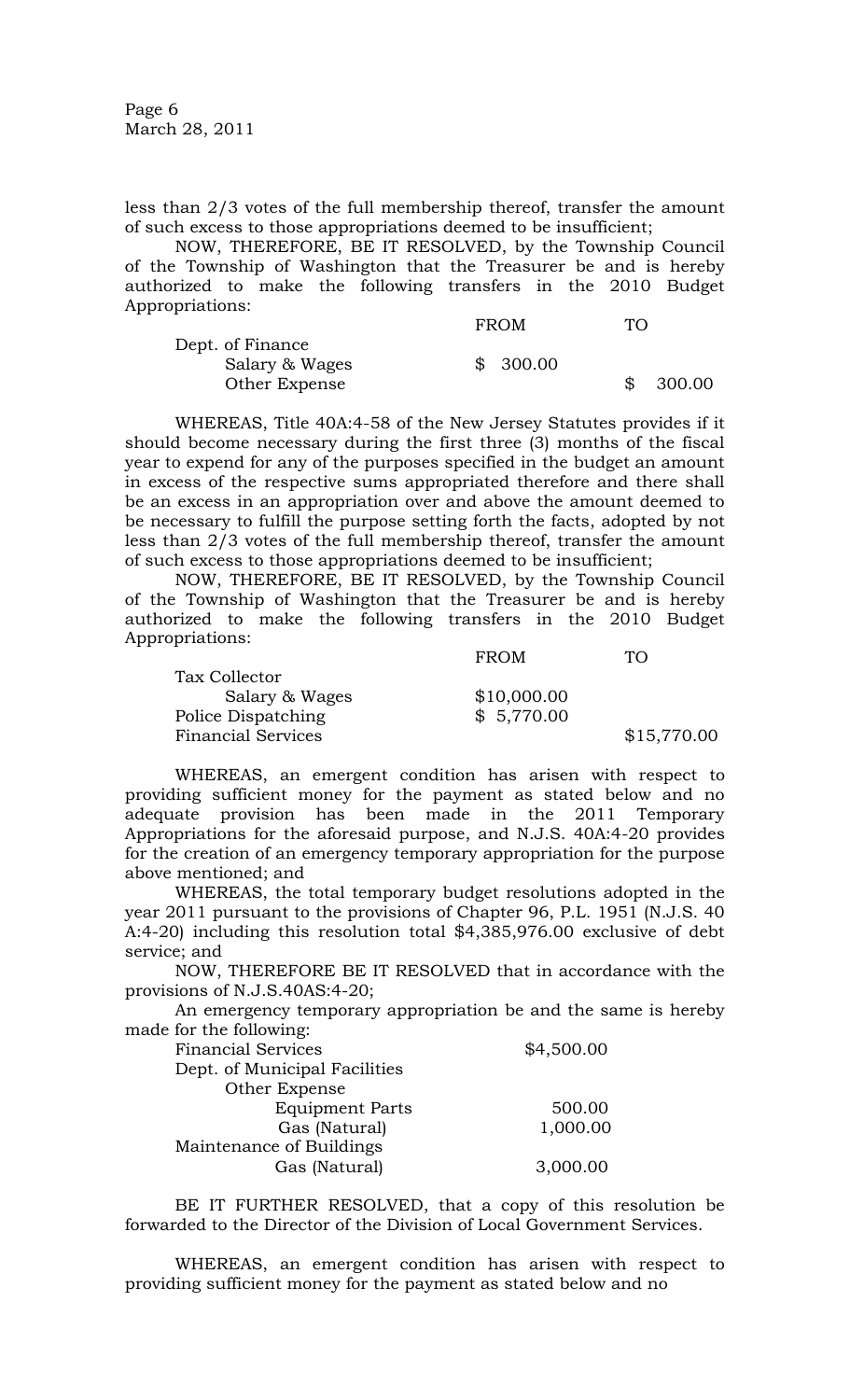less than 2/3 votes of the full membership thereof, transfer the amount of such excess to those appropriations deemed to be insufficient;

NOW, THEREFORE, BE IT RESOLVED, by the Township Council of the Township of Washington that the Treasurer be and is hereby authorized to make the following transfers in the 2010 Budget Appropriations:

| | FROM | TO |
|---|---|---|
| Dept. of Finance | | |
| Salary & Wages | $ 300.00 | |
| Other Expense | | $ 300.00 |

WHEREAS, Title 40A:4-58 of the New Jersey Statutes provides if it should become necessary during the first three (3) months of the fiscal year to expend for any of the purposes specified in the budget an amount in excess of the respective sums appropriated therefore and there shall be an excess in an appropriation over and above the amount deemed to be necessary to fulfill the purpose setting forth the facts, adopted by not less than 2/3 votes of the full membership thereof, transfer the amount of such excess to those appropriations deemed to be insufficient;

NOW, THEREFORE, BE IT RESOLVED, by the Township Council of the Township of Washington that the Treasurer be and is hereby authorized to make the following transfers in the 2010 Budget Appropriations:

| | FROM | TO |
|---|---|---|
| Tax Collector | | |
| Salary & Wages | $10,000.00 | |
| Police Dispatching | $ 5,770.00 | |
| Financial Services | | $15,770.00 |

WHEREAS, an emergent condition has arisen with respect to providing sufficient money for the payment as stated below and no adequate provision has been made in the 2011 Temporary Appropriations for the aforesaid purpose, and N.J.S. 40A:4-20 provides for the creation of an emergency temporary appropriation for the purpose above mentioned; and

WHEREAS, the total temporary budget resolutions adopted in the year 2011 pursuant to the provisions of Chapter 96, P.L. 1951 (N.J.S. 40 A:4-20) including this resolution total $4,385,976.00 exclusive of debt service; and

NOW, THEREFORE BE IT RESOLVED that in accordance with the provisions of N.J.S.40AS:4-20;

An emergency temporary appropriation be and the same is hereby made for the following:

| | |
|---|---|
| Financial Services | $4,500.00 |
| Dept. of Municipal Facilities | |
| Other Expense | |
| Equipment Parts | 500.00 |
| Gas (Natural) | 1,000.00 |
| Maintenance of Buildings | |
| Gas (Natural) | 3,000.00 |

BE IT FURTHER RESOLVED, that a copy of this resolution be forwarded to the Director of the Division of Local Government Services.

WHEREAS, an emergent condition has arisen with respect to providing sufficient money for the payment as stated below and no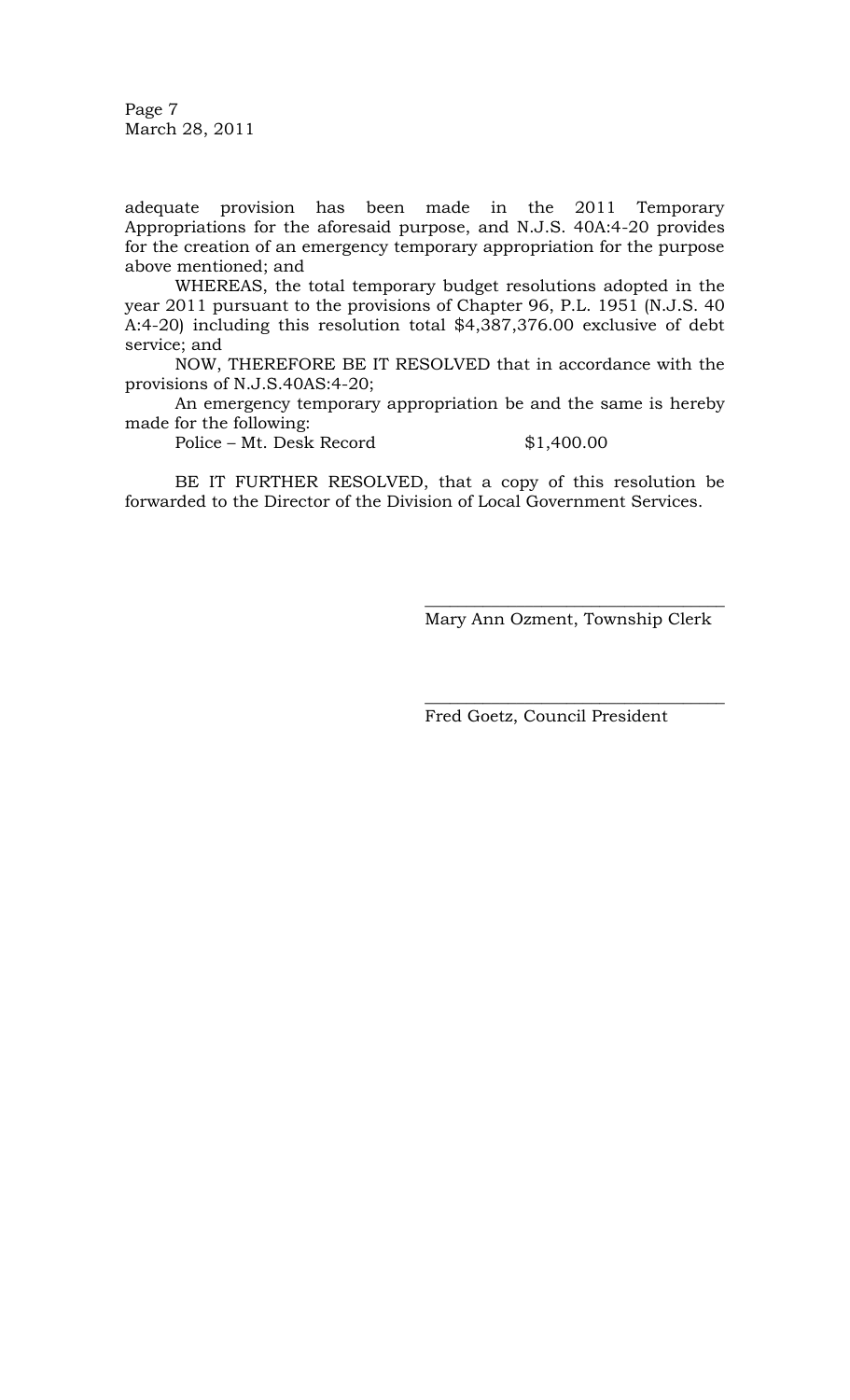adequate provision has been made in the 2011 Temporary Appropriations for the aforesaid purpose, and N.J.S. 40A:4-20 provides for the creation of an emergency temporary appropriation for the purpose above mentioned; and

WHEREAS, the total temporary budget resolutions adopted in the year 2011 pursuant to the provisions of Chapter 96, P.L. 1951 (N.J.S. 40 A:4-20) including this resolution total $4,387,376.00 exclusive of debt service; and

NOW, THEREFORE BE IT RESOLVED that in accordance with the provisions of N.J.S.40AS:4-20;

An emergency temporary appropriation be and the same is hereby made for the following:

Police – Mt. Desk Record $1,400.00

BE IT FURTHER RESOLVED, that a copy of this resolution be forwarded to the Director of the Division of Local Government Services.

\_\_\_\_\_\_\_\_\_\_\_\_\_\_\_\_\_\_\_\_\_\_\_\_\_\_\_\_\_\_\_\_\_\_

Mary Ann Ozment, Township Clerk

\_\_\_\_\_\_\_\_\_\_\_\_\_\_\_\_\_\_\_\_\_\_\_\_\_\_\_\_\_\_\_\_\_\_

Fred Goetz, Council President